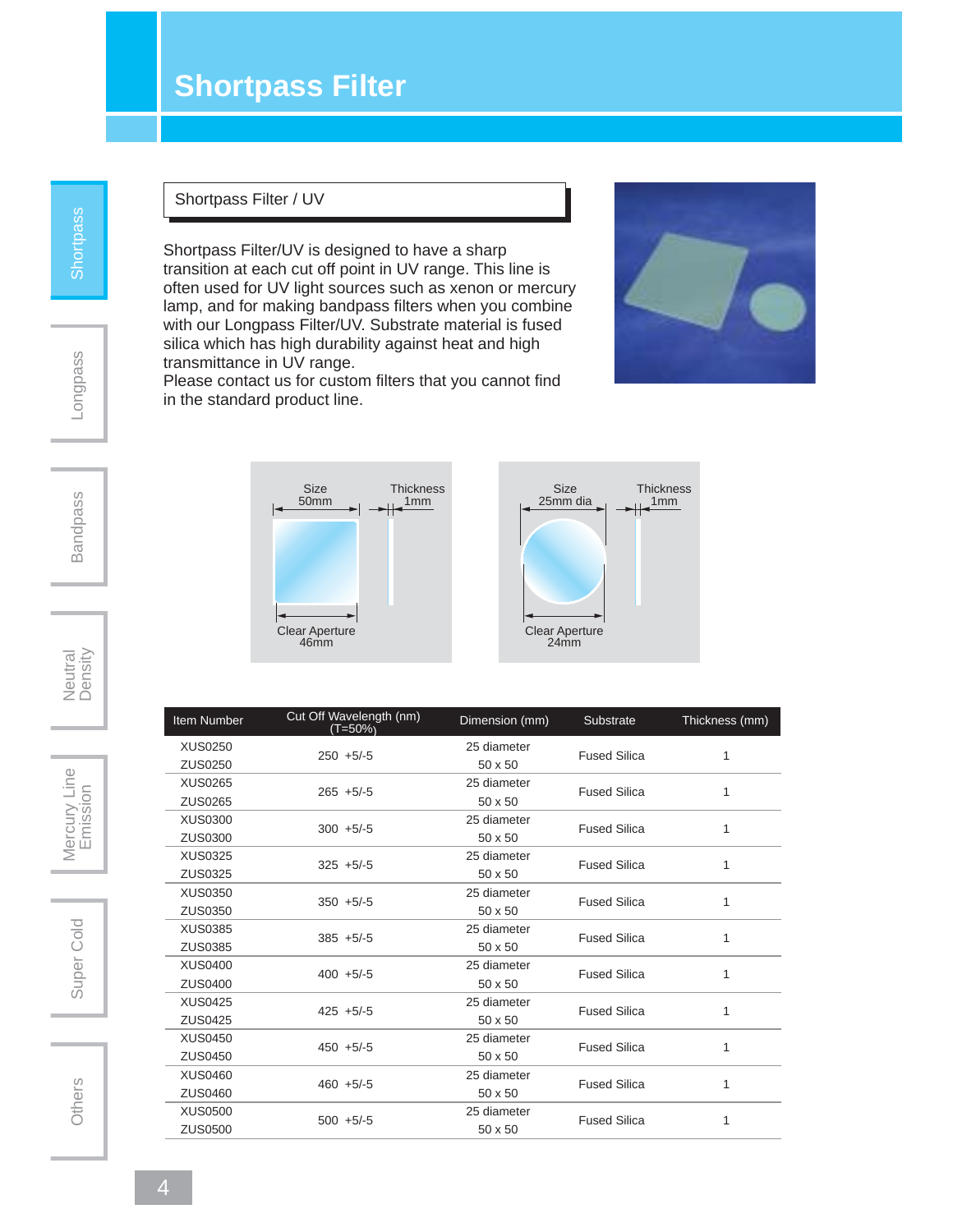# Shortpass Filter

## Shortpass Filter / UV

Shortpass Filter/UV is designed to have a sharp transition at each cut off point in UV range. This line is often used for UV light sources such as xenon or mercury lamp, and for making bandpass filters when you combine with our Longpass Filter/UV. Substrate material is fused silica which has high durability against heat and high transmittance in UV range.
Please contact us for custom filters that you cannot find in the standard product line.

Size 50mm | Thickness 1mm | Clear Aperture 46mm

Size 25mm dia | Thickness 1mm | Clear Aperture 24mm

| Item Number | Cut Off Wavelength (nm) (T=50%) | Dimension (mm) | Substrate | Thickness (mm) |
|---|---|---|---|---|
| XUS0250<br>ZUS0250 | 250 +5/-5 | 25 diameter<br>50 x 50 | Fused Silica | 1 |
| XUS0265<br>ZUS0265 | 265 +5/-5 | 25 diameter<br>50 x 50 | Fused Silica | 1 |
| XUS0300<br>ZUS0300 | 300 +5/-5 | 25 diameter<br>50 x 50 | Fused Silica | 1 |
| XUS0325<br>ZUS0325 | 325 +5/-5 | 25 diameter<br>50 x 50 | Fused Silica | 1 |
| XUS0350<br>ZUS0350 | 350 +5/-5 | 25 diameter<br>50 x 50 | Fused Silica | 1 |
| XUS0385<br>ZUS0385 | 385 +5/-5 | 25 diameter<br>50 x 50 | Fused Silica | 1 |
| XUS0400<br>ZUS0400 | 400 +5/-5 | 25 diameter<br>50 x 50 | Fused Silica | 1 |
| XUS0425<br>ZUS0425 | 425 +5/-5 | 25 diameter<br>50 x 50 | Fused Silica | 1 |
| XUS0450<br>ZUS0450 | 450 +5/-5 | 25 diameter<br>50 x 50 | Fused Silica | 1 |
| XUS0460<br>ZUS0460 | 460 +5/-5 | 25 diameter<br>50 x 50 | Fused Silica | 1 |
| XUS0500<br>ZUS0500 | 500 +5/-5 | 25 diameter<br>50 x 50 | Fused Silica | 1 |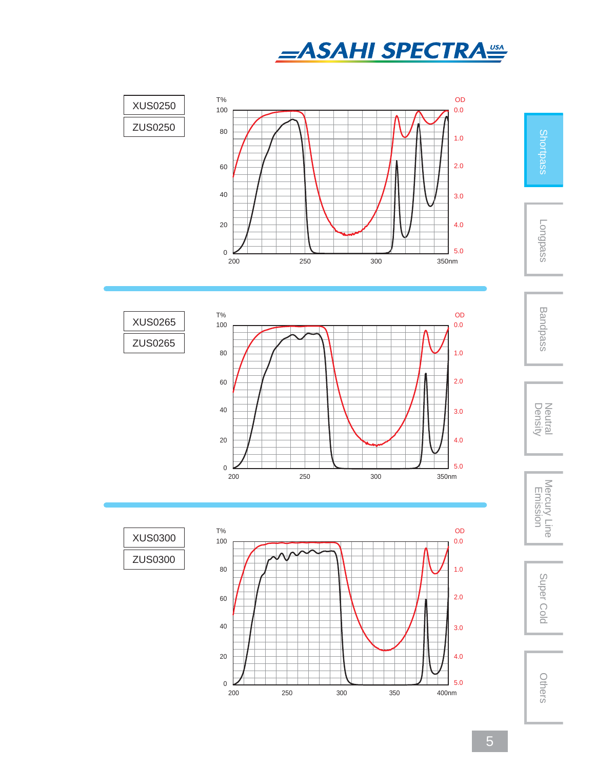XUS0250

ZUS0250

T%

100

80

60

40

20

0

OD

0.0

1.0

2.0

3.0

4.0

5.0

200 250 300 350nm

XUS0265

ZUS0265

T%

100

80

60

40

20

0

OD

0.0

1.0

2.0

3.0

4.0

5.0

200 250 300 350nm

XUS0300

ZUS0300

T%

100

80

60

40

20

0

OD

0.0

1.0

2.0

3.0

4.0

5.0

200 250 300 350 400nm

Shortpass

Longpass

Bandpass

Neutral Density

Mercury Line Emission

Super Cold

Others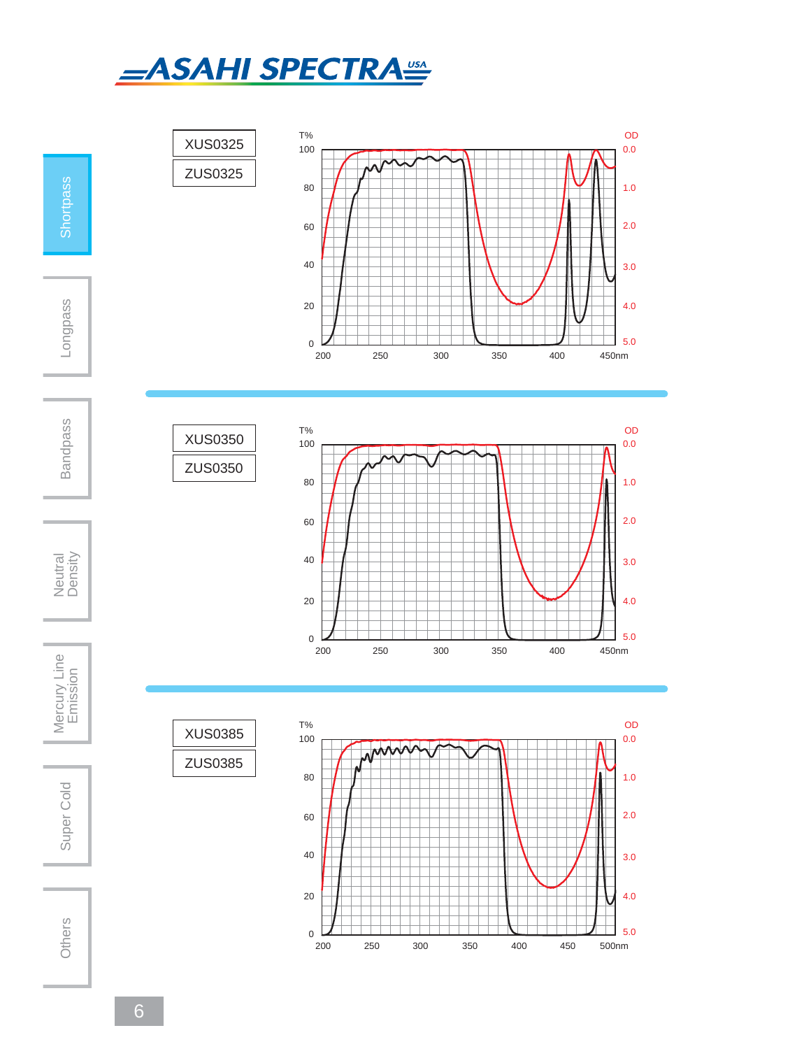XUS0325

ZUS0325

XUS0350

ZUS0350

XUS0385

ZUS0385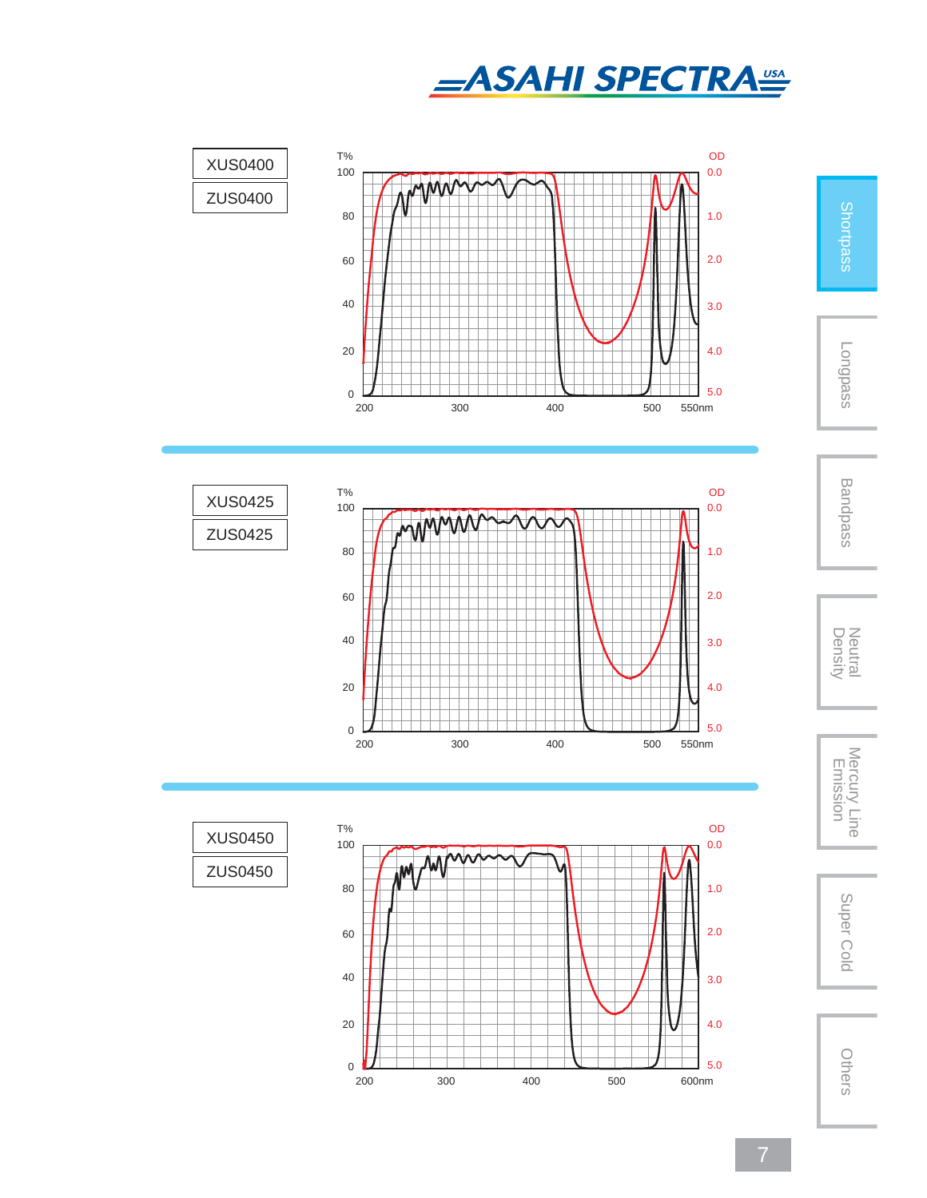XUS0400

ZUS0400

XUS0425

ZUS0425

XUS0450

ZUS0450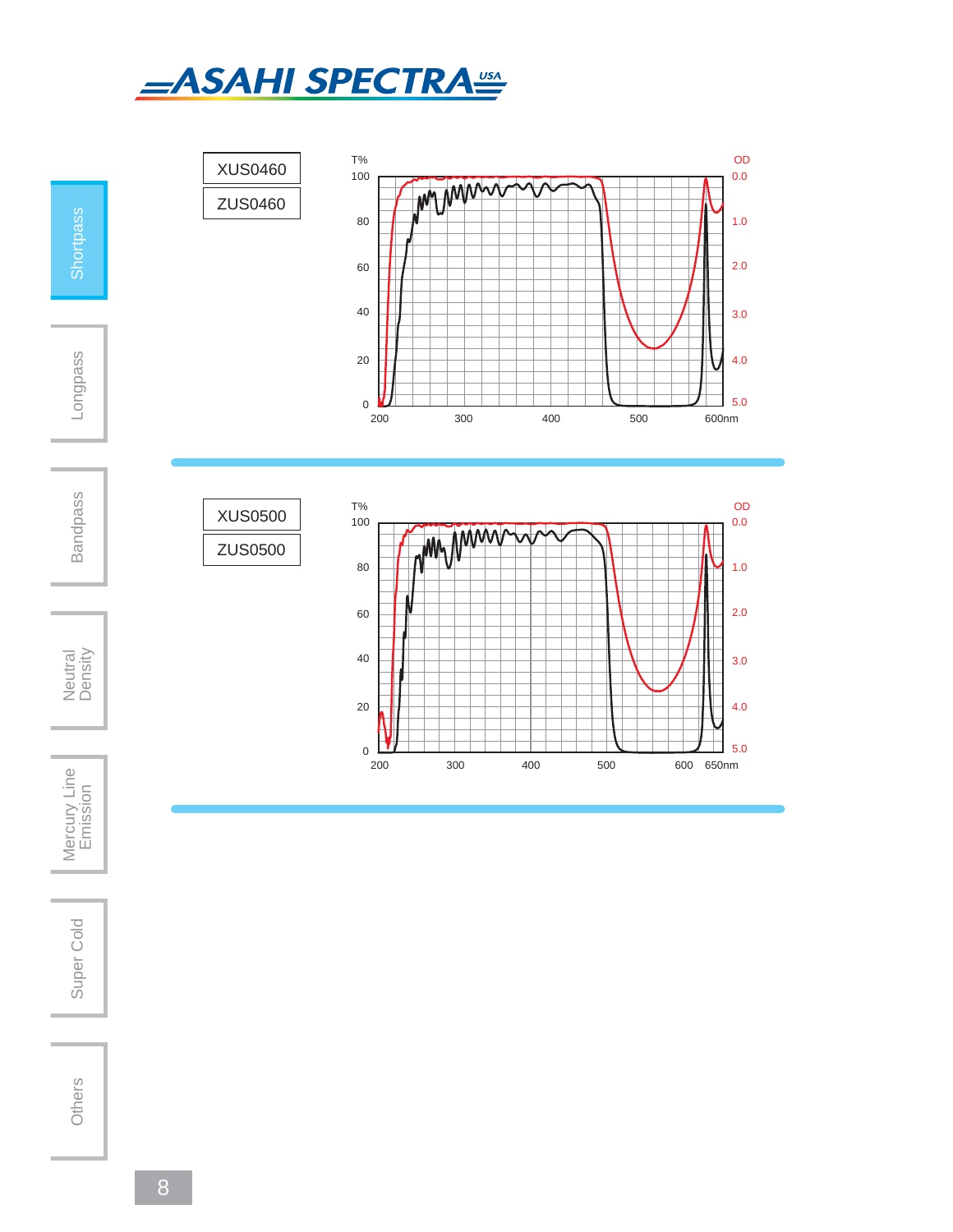XUS0460

ZUS0460

T%

100

80

60

40

20

0

200 300 400 500 600nm

OD

0.0

1.0

2.0

3.0

4.0

5.0

XUS0500

ZUS0500

T%

100

80

60

40

20

0

200 300 400 500 600 650nm

OD

0.0

1.0

2.0

3.0

4.0

5.0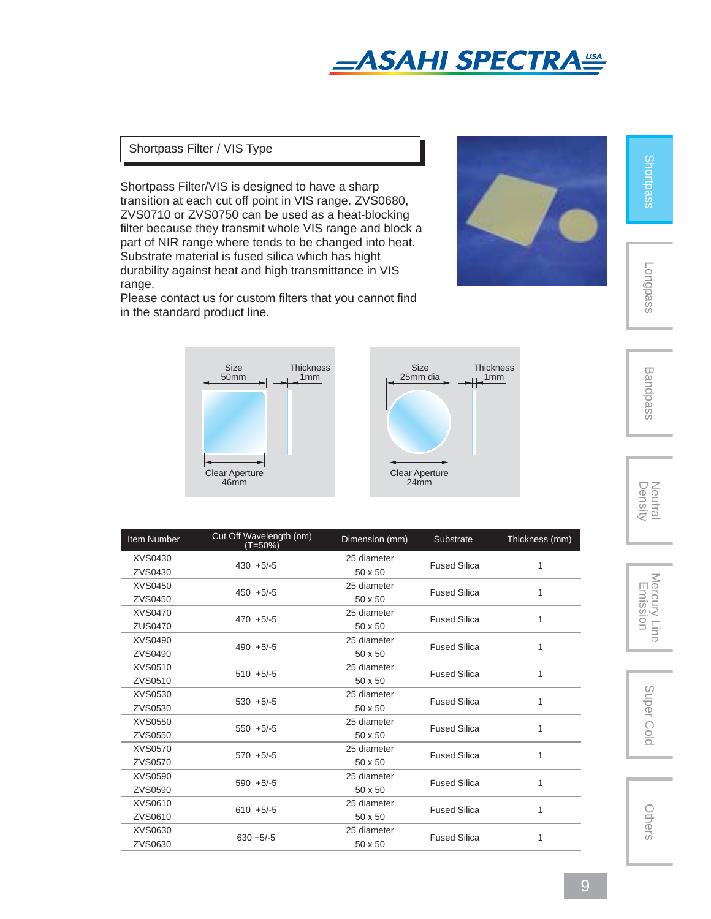## Shortpass Filter / VIS Type

Shortpass Filter/VIS is designed to have a sharp transition at each cut off point in VIS range. ZVS0680, ZVS0710 or ZVS0750 can be used as a heat-blocking filter because they transmit whole VIS range and block a part of NIR range where tends to be changed into heat. Substrate material is fused silica which has hight durability against heat and high transmittance in VIS range.
Please contact us for custom filters that you cannot find in the standard product line.

Size 50mm, Thickness 1mm, Clear Aperture 46mm

Size 25mm dia, Thickness 1mm, Clear Aperture 24mm

| Item Number | Cut Off Wavelength (nm) (T=50%) | Dimension (mm) | Substrate | Thickness (mm) |
|---|---|---|---|---|
| XVS0430 | 430 +5/-5 | 25 diameter | Fused Silica | 1 |
| ZVS0430 | | 50 x 50 | | |
| XVS0450 | 450 +5/-5 | 25 diameter | Fused Silica | 1 |
| ZVS0450 | | 50 x 50 | | |
| XVS0470 | 470 +5/-5 | 25 diameter | Fused Silica | 1 |
| ZUS0470 | | 50 x 50 | | |
| XVS0490 | 490 +5/-5 | 25 diameter | Fused Silica | 1 |
| ZVS0490 | | 50 x 50 | | |
| XVS0510 | 510 +5/-5 | 25 diameter | Fused Silica | 1 |
| ZVS0510 | | 50 x 50 | | |
| XVS0530 | 530 +5/-5 | 25 diameter | Fused Silica | 1 |
| ZVS0530 | | 50 x 50 | | |
| XVS0550 | 550 +5/-5 | 25 diameter | Fused Silica | 1 |
| ZVS0550 | | 50 x 50 | | |
| XVS0570 | 570 +5/-5 | 25 diameter | Fused Silica | 1 |
| ZVS0570 | | 50 x 50 | | |
| XVS0590 | 590 +5/-5 | 25 diameter | Fused Silica | 1 |
| ZVS0590 | | 50 x 50 | | |
| XVS0610 | 610 +5/-5 | 25 diameter | Fused Silica | 1 |
| ZVS0610 | | 50 x 50 | | |
| XVS0630 | 630 +5/-5 | 25 diameter | Fused Silica | 1 |
| ZVS0630 | | 50 x 50 | | |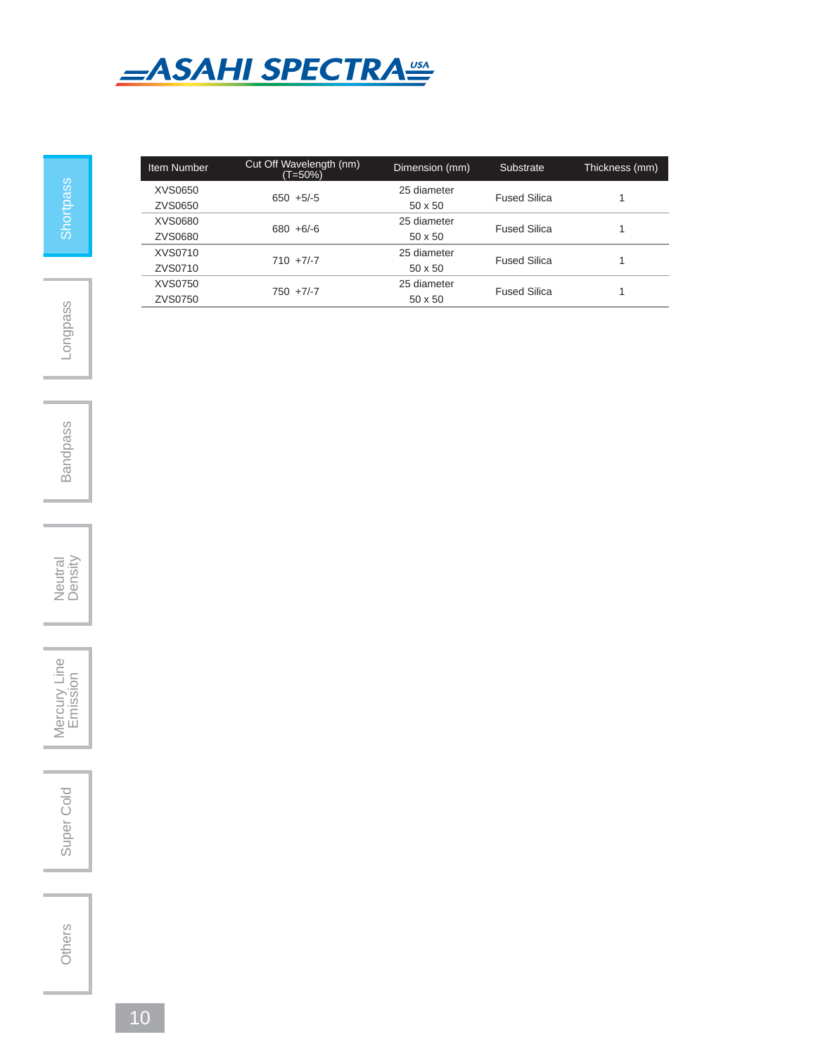| Item Number | Cut Off Wavelength (nm) (T=50%) | Dimension (mm) | Substrate | Thickness (mm) |
|---|---|---|---|---|
| XVS0650 | 650 +5/-5 | 25 diameter | Fused Silica | 1 |
| ZVS0650 | | 50 x 50 | | |
| XVS0680 | 680 +6/-6 | 25 diameter | Fused Silica | 1 |
| ZVS0680 | | 50 x 50 | | |
| XVS0710 | 710 +7/-7 | 25 diameter | Fused Silica | 1 |
| ZVS0710 | | 50 x 50 | | |
| XVS0750 | 750 +7/-7 | 25 diameter | Fused Silica | 1 |
| ZVS0750 | | 50 x 50 | | |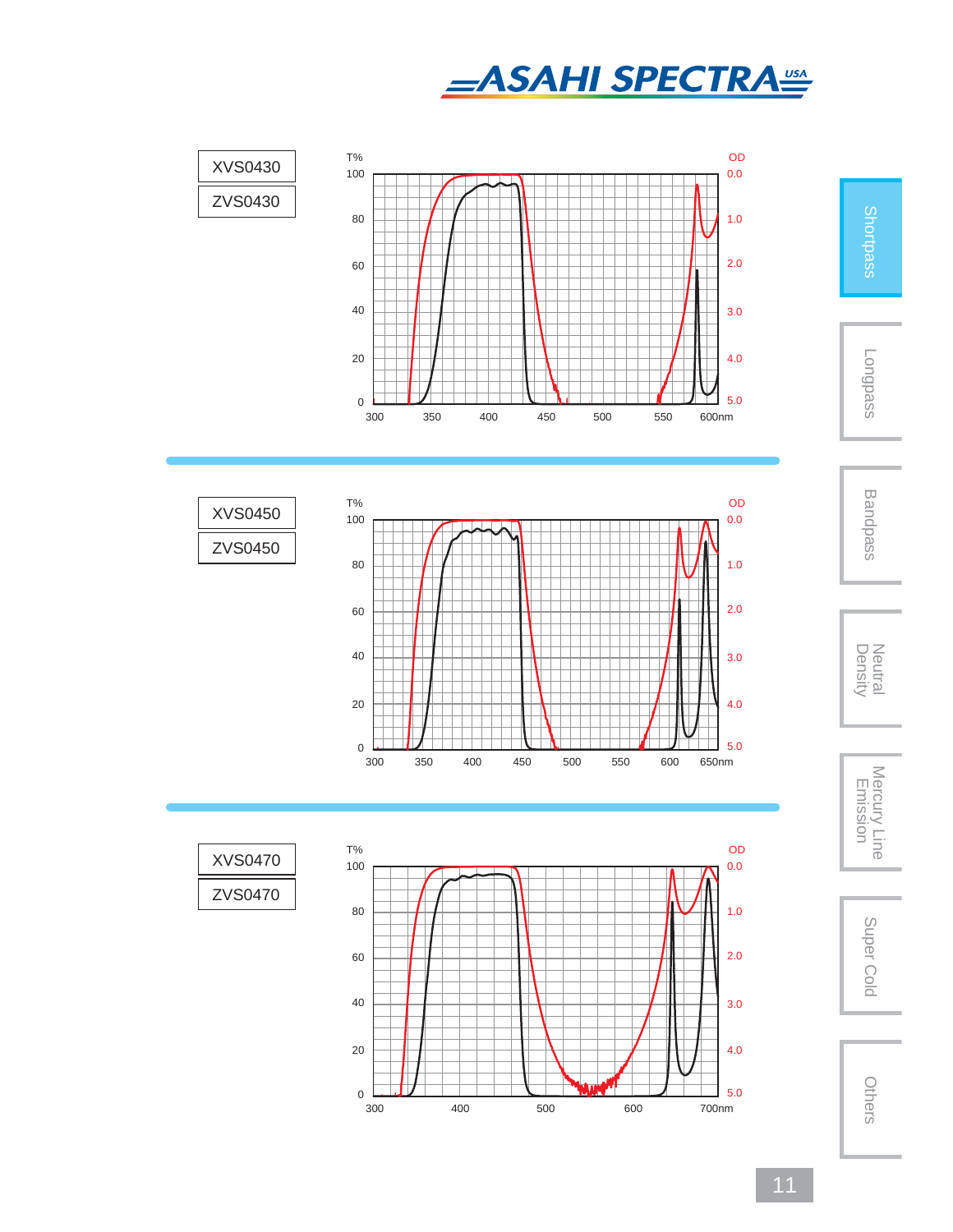XVS0430

ZVS0430

XVS0450

ZVS0450

XVS0470

ZVS0470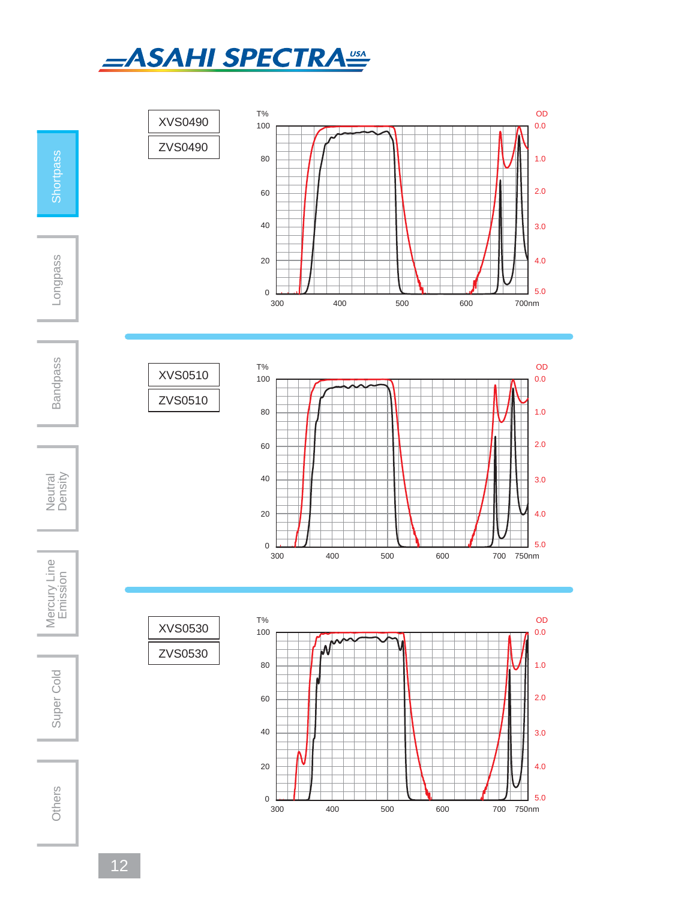XVS0490

ZVS0490

XVS0510

ZVS0510

XVS0530

ZVS0530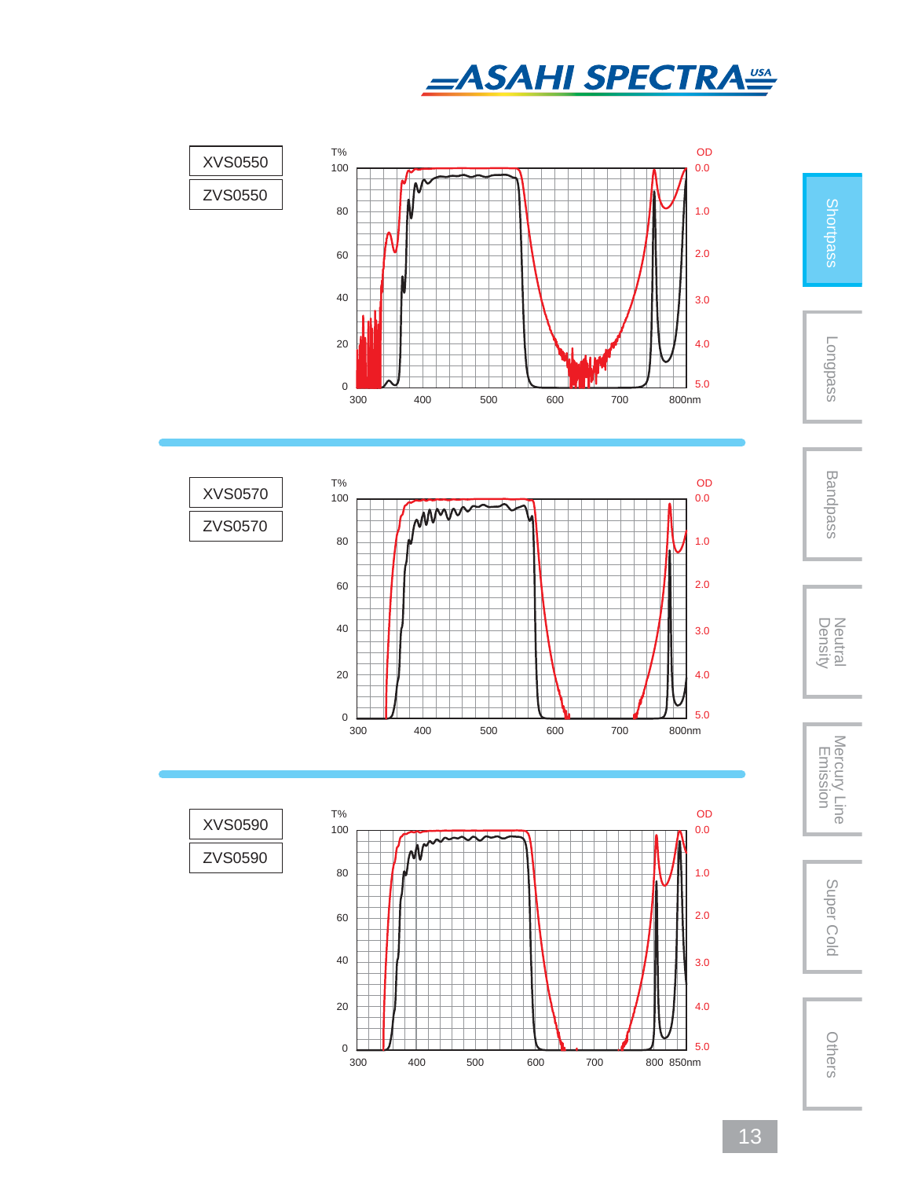XVS0550

ZVS0550

XVS0570

ZVS0570

XVS0590

ZVS0590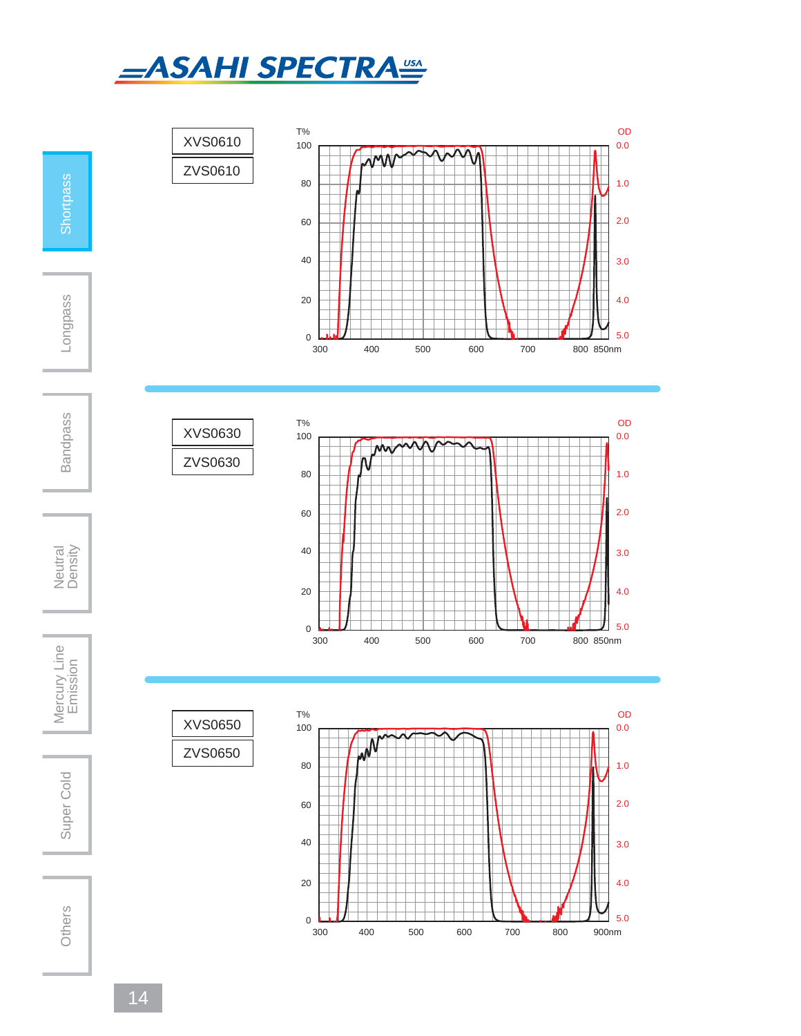XVS0610

ZVS0610

XVS0630

ZVS0630

XVS0650

ZVS0650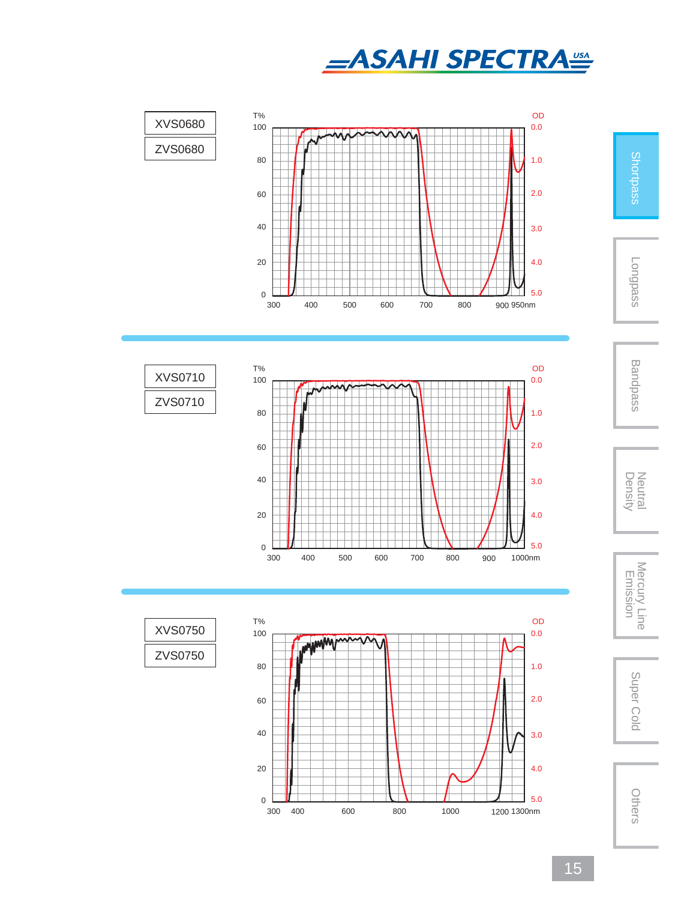XVS0680

ZVS0680

XVS0710

ZVS0710

XVS0750

ZVS0750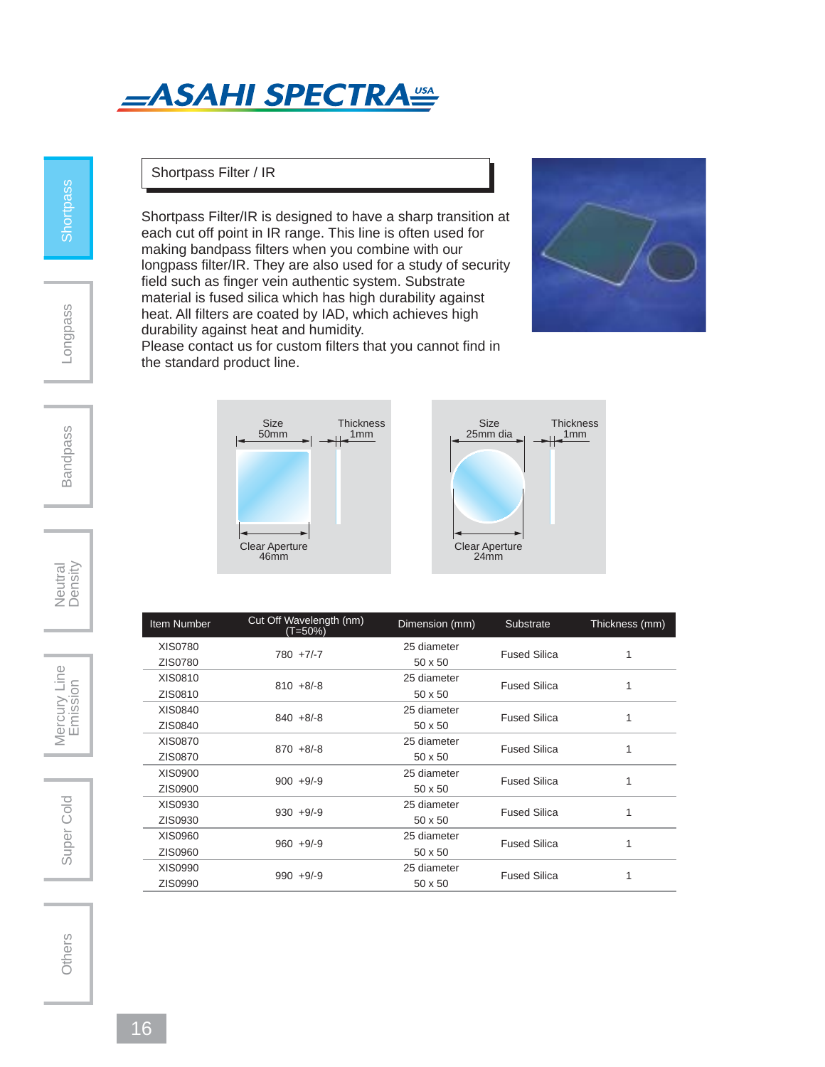## Shortpass Filter / IR

Shortpass Filter/IR is designed to have a sharp transition at each cut off point in IR range. This line is often used for making bandpass filters when you combine with our longpass filter/IR. They are also used for a study of security field such as finger vein authentic system. Substrate material is fused silica which has high durability against heat. All filters are coated by IAD, which achieves high durability against heat and humidity.
Please contact us for custom filters that you cannot find in the standard product line.

Size 50mm, Thickness 1mm, Clear Aperture 46mm

Size 25mm dia, Thickness 1mm, Clear Aperture 24mm

| Item Number | Cut Off Wavelength (nm) (T=50%) | Dimension (mm) | Substrate | Thickness (mm) |
|---|---|---|---|---|
| XIS0780 | 780 +7/-7 | 25 diameter | Fused Silica | 1 |
| ZIS0780 | | 50 x 50 | | |
| XIS0810 | 810 +8/-8 | 25 diameter | Fused Silica | 1 |
| ZIS0810 | | 50 x 50 | | |
| XIS0840 | 840 +8/-8 | 25 diameter | Fused Silica | 1 |
| ZIS0840 | | 50 x 50 | | |
| XIS0870 | 870 +8/-8 | 25 diameter | Fused Silica | 1 |
| ZIS0870 | | 50 x 50 | | |
| XIS0900 | 900 +9/-9 | 25 diameter | Fused Silica | 1 |
| ZIS0900 | | 50 x 50 | | |
| XIS0930 | 930 +9/-9 | 25 diameter | Fused Silica | 1 |
| ZIS0930 | | 50 x 50 | | |
| XIS0960 | 960 +9/-9 | 25 diameter | Fused Silica | 1 |
| ZIS0960 | | 50 x 50 | | |
| XIS0990 | 990 +9/-9 | 25 diameter | Fused Silica | 1 |
| ZIS0990 | | 50 x 50 | | |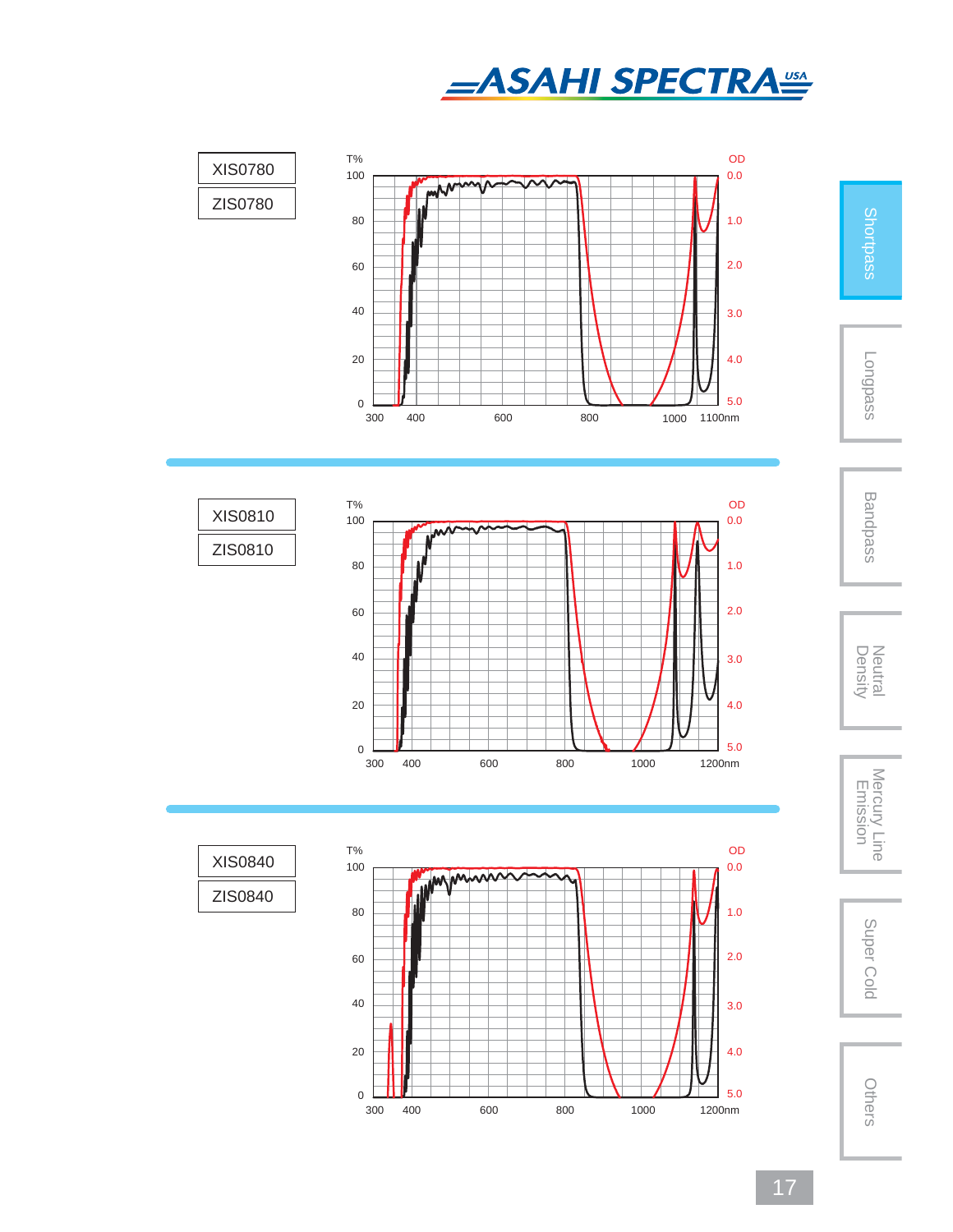XIS0780

ZIS0780

XIS0810

ZIS0810

XIS0840

ZIS0840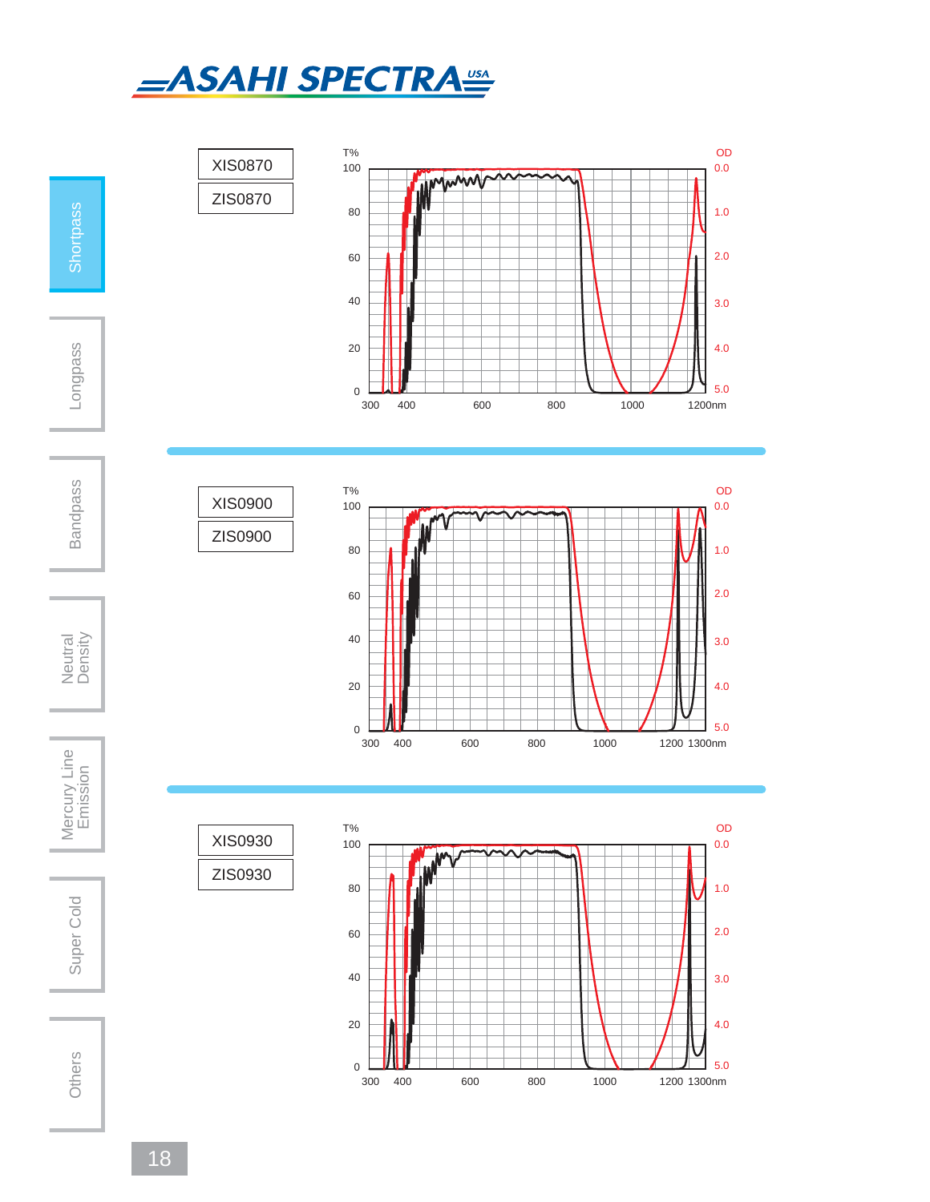XIS0870

ZIS0870

XIS0900

ZIS0900

XIS0930

ZIS0930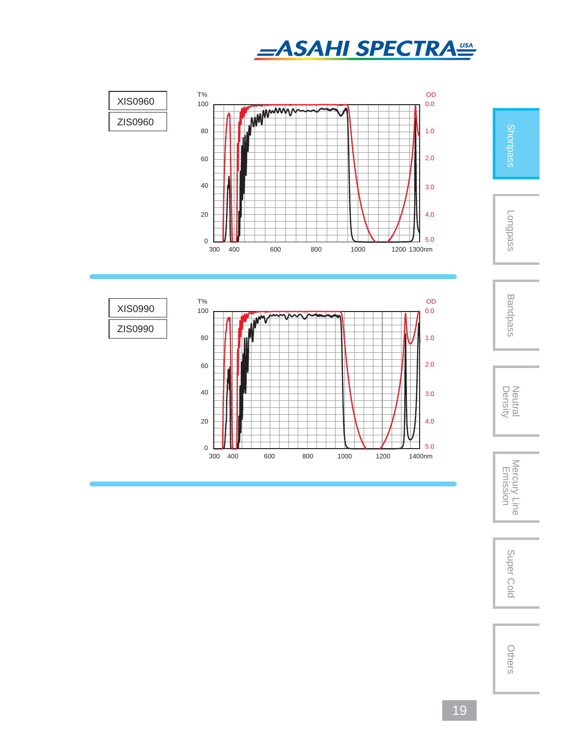XIS0960

ZIS0960

T%
100
80
60
40
20
0
300 400 600 800 1000 1200 1300nm
OD
0.0
1.0
2.0
3.0
4.0
5.0

XIS0990

ZIS0990

T%
100
80
60
40
20
0
300 400 600 800 1000 1200 1400nm
OD
0.0
1.0
2.0
3.0
4.0
5.0

Shortpass

Longpass

Bandpass

Neutral Density

Mercury Line Emission

Super Cold

Others